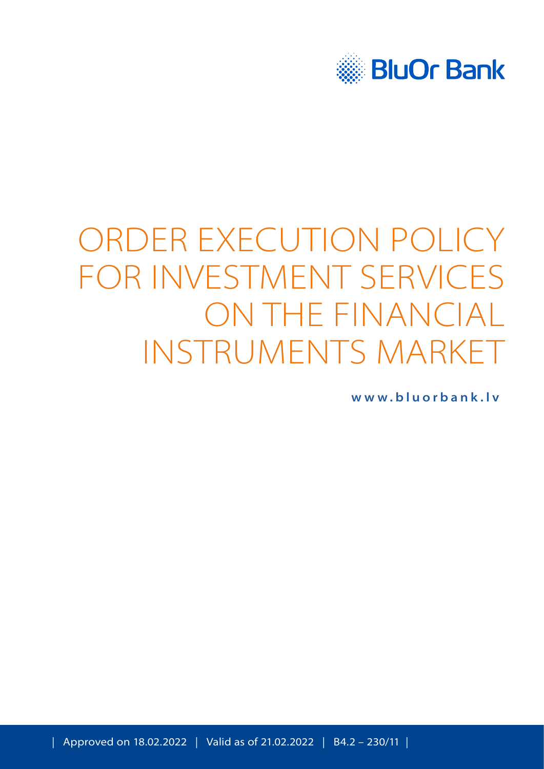BluOr Bank

# ORDER EXECUTION POLICY FOR INVESTMENT SERVICES ON THE FINANCIAL INSTRUMENTS MARKET

**www.bluorbank.lv**

| Approved on 18.02.2022 | Valid as of 21.02.2022 | B4.2 – 230/11 |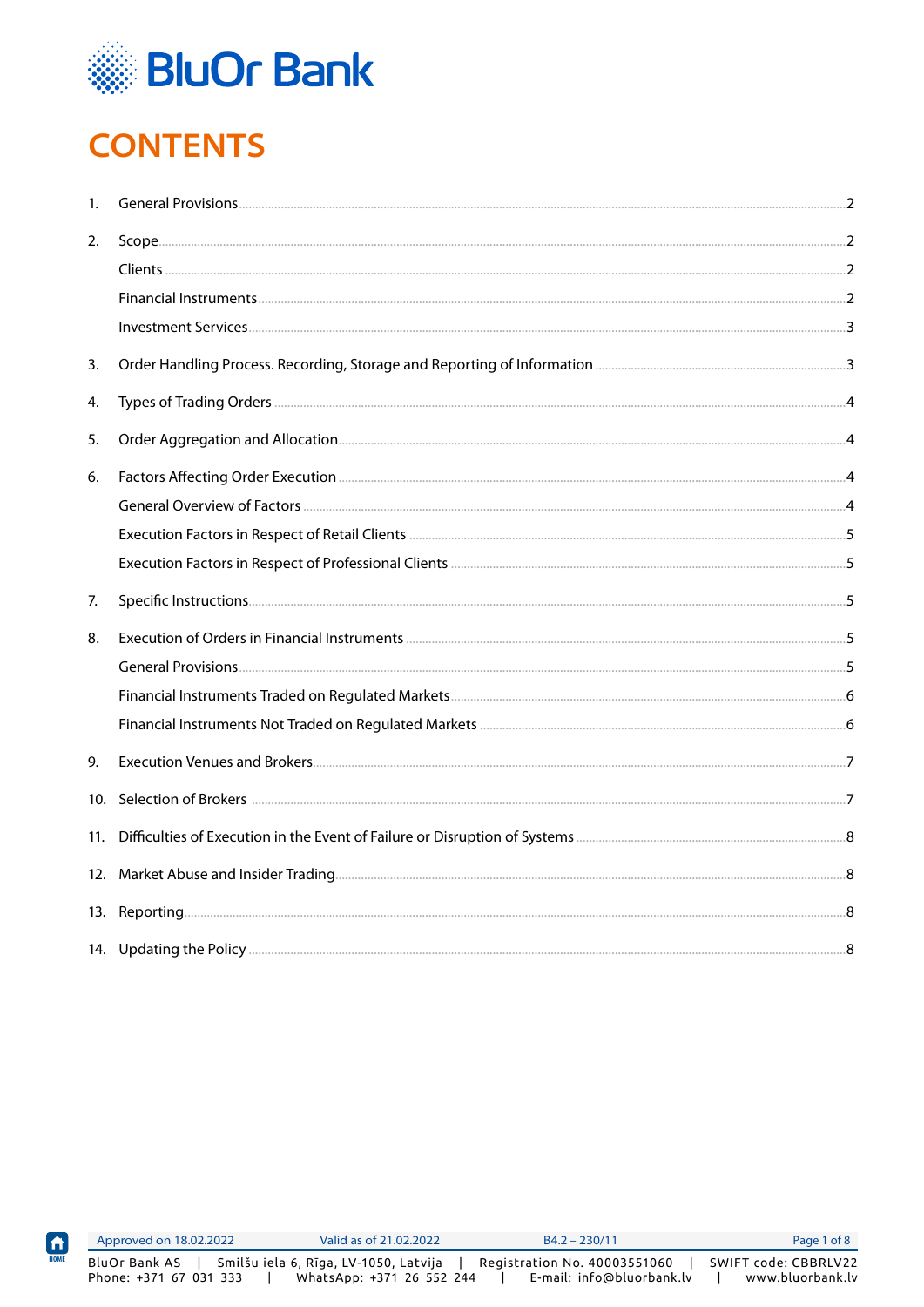# CONTENTS

1. General Provisions .......... 2
2. Scope .......... 2
   - Clients .......... 2
   - Financial Instruments .......... 2
   - Investment Services .......... 3
3. Order Handling Process. Recording, Storage and Reporting of Information .......... 3
4. Types of Trading Orders .......... 4
5. Order Aggregation and Allocation .......... 4
6. Factors Affecting Order Execution .......... 4
   - General Overview of Factors .......... 4
   - Execution Factors in Respect of Retail Clients .......... 5
   - Execution Factors in Respect of Professional Clients .......... 5
7. Specific Instructions .......... 5
8. Execution of Orders in Financial Instruments .......... 5
   - General Provisions .......... 5
   - Financial Instruments Traded on Regulated Markets .......... 6
   - Financial Instruments Not Traded on Regulated Markets .......... 6
9. Execution Venues and Brokers .......... 7
10. Selection of Brokers .......... 7
11. Difficulties of Execution in the Event of Failure or Disruption of Systems .......... 8
12. Market Abuse and Insider Trading .......... 8
13. Reporting .......... 8
14. Updating the Policy .......... 8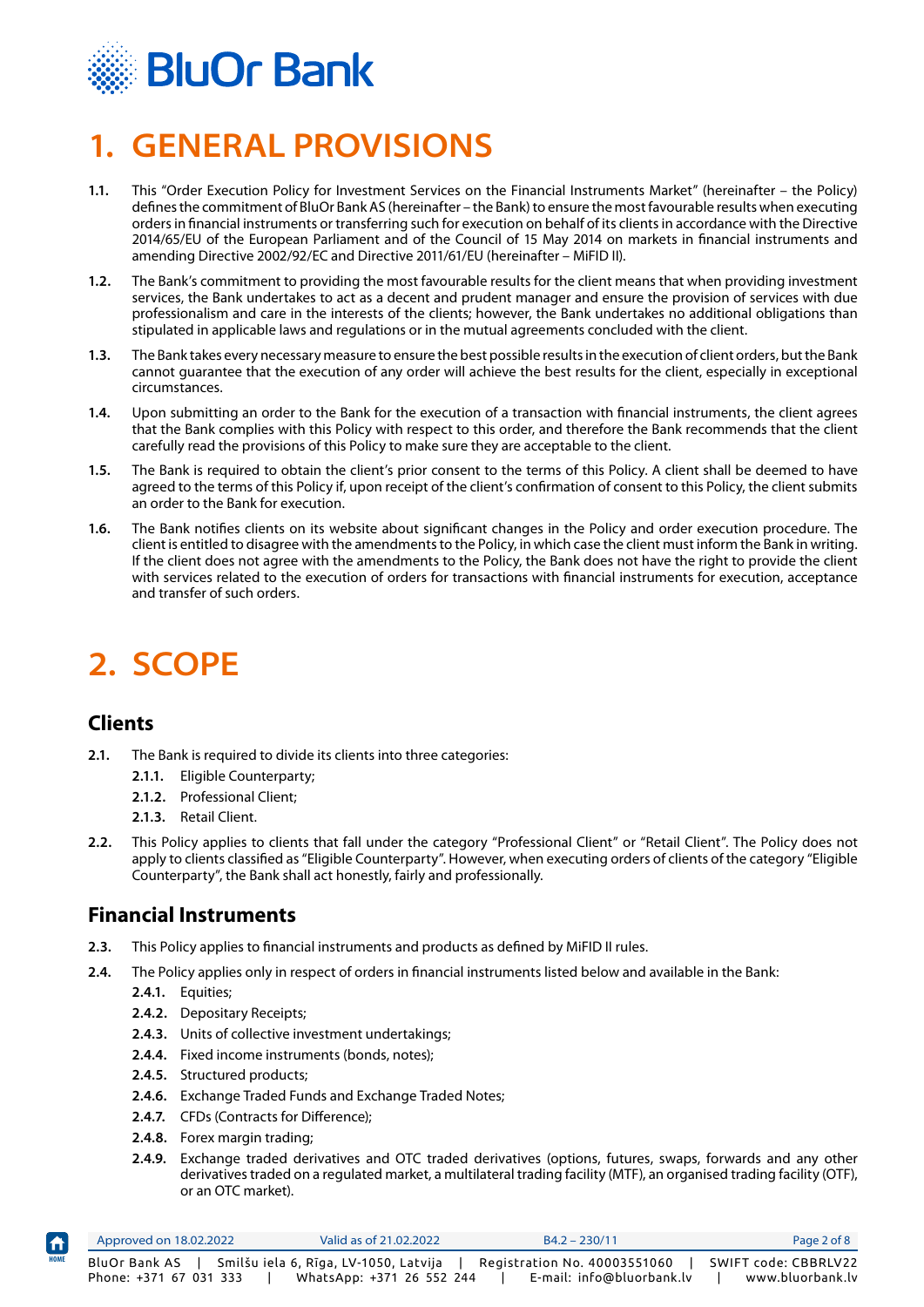# 1. GENERAL PROVISIONS

**1.1.** This "Order Execution Policy for Investment Services on the Financial Instruments Market" (hereinafter – the Policy) defines the commitment of BluOr Bank AS (hereinafter – the Bank) to ensure the most favourable results when executing orders in financial instruments or transferring such for execution on behalf of its clients in accordance with the Directive 2014/65/EU of the European Parliament and of the Council of 15 May 2014 on markets in financial instruments and amending Directive 2002/92/EC and Directive 2011/61/EU (hereinafter – MiFID II).

**1.2.** The Bank's commitment to providing the most favourable results for the client means that when providing investment services, the Bank undertakes to act as a decent and prudent manager and ensure the provision of services with due professionalism and care in the interests of the clients; however, the Bank undertakes no additional obligations than stipulated in applicable laws and regulations or in the mutual agreements concluded with the client.

**1.3.** The Bank takes every necessary measure to ensure the best possible results in the execution of client orders, but the Bank cannot guarantee that the execution of any order will achieve the best results for the client, especially in exceptional circumstances.

**1.4.** Upon submitting an order to the Bank for the execution of a transaction with financial instruments, the client agrees that the Bank complies with this Policy with respect to this order, and therefore the Bank recommends that the client carefully read the provisions of this Policy to make sure they are acceptable to the client.

**1.5.** The Bank is required to obtain the client's prior consent to the terms of this Policy. A client shall be deemed to have agreed to the terms of this Policy if, upon receipt of the client's confirmation of consent to this Policy, the client submits an order to the Bank for execution.

**1.6.** The Bank notifies clients on its website about significant changes in the Policy and order execution procedure. The client is entitled to disagree with the amendments to the Policy, in which case the client must inform the Bank in writing. If the client does not agree with the amendments to the Policy, the Bank does not have the right to provide the client with services related to the execution of orders for transactions with financial instruments for execution, acceptance and transfer of such orders.

# 2. SCOPE

## Clients

**2.1.** The Bank is required to divide its clients into three categories:

- **2.1.1.** Eligible Counterparty;
- **2.1.2.** Professional Client;
- **2.1.3.** Retail Client.

**2.2.** This Policy applies to clients that fall under the category "Professional Client" or "Retail Client". The Policy does not apply to clients classified as "Eligible Counterparty". However, when executing orders of clients of the category "Eligible Counterparty", the Bank shall act honestly, fairly and professionally.

## Financial Instruments

**2.3.** This Policy applies to financial instruments and products as defined by MiFID II rules.

**2.4.** The Policy applies only in respect of orders in financial instruments listed below and available in the Bank:

- **2.4.1.** Equities;
- **2.4.2.** Depositary Receipts;
- **2.4.3.** Units of collective investment undertakings;
- **2.4.4.** Fixed income instruments (bonds, notes);
- **2.4.5.** Structured products;
- **2.4.6.** Exchange Traded Funds and Exchange Traded Notes;
- **2.4.7.** CFDs (Contracts for Difference);
- **2.4.8.** Forex margin trading;
- **2.4.9.** Exchange traded derivatives and OTC traded derivatives (options, futures, swaps, forwards and any other derivatives traded on a regulated market, a multilateral trading facility (MTF), an organised trading facility (OTF), or an OTC market).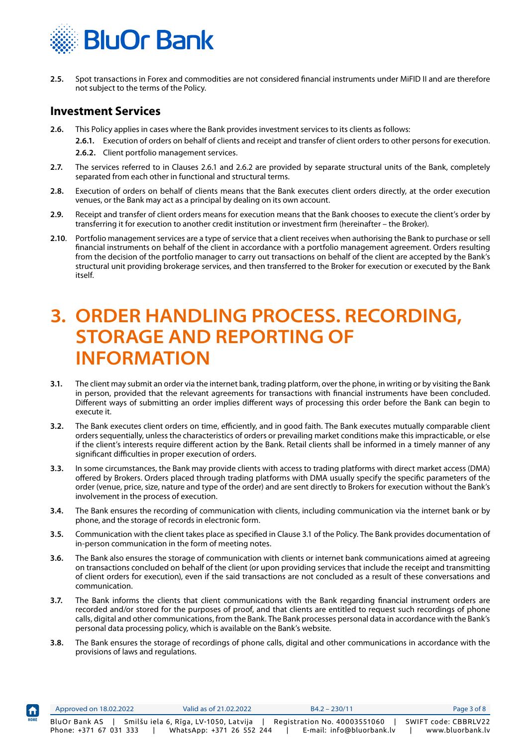**2.5.** Spot transactions in Forex and commodities are not considered financial instruments under MiFID II and are therefore not subject to the terms of the Policy.

## Investment Services

**2.6.** This Policy applies in cases where the Bank provides investment services to its clients as follows:

**2.6.1.** Execution of orders on behalf of clients and receipt and transfer of client orders to other persons for execution.

**2.6.2.** Client portfolio management services.

**2.7.** The services referred to in Clauses 2.6.1 and 2.6.2 are provided by separate structural units of the Bank, completely separated from each other in functional and structural terms.

**2.8.** Execution of orders on behalf of clients means that the Bank executes client orders directly, at the order execution venues, or the Bank may act as a principal by dealing on its own account.

**2.9.** Receipt and transfer of client orders means for execution means that the Bank chooses to execute the client's order by transferring it for execution to another credit institution or investment firm (hereinafter – the Broker).

**2.10**. Portfolio management services are a type of service that a client receives when authorising the Bank to purchase or sell financial instruments on behalf of the client in accordance with a portfolio management agreement. Orders resulting from the decision of the portfolio manager to carry out transactions on behalf of the client are accepted by the Bank's structural unit providing brokerage services, and then transferred to the Broker for execution or executed by the Bank itself.

# 3. ORDER HANDLING PROCESS. RECORDING, STORAGE AND REPORTING OF INFORMATION

**3.1.** The client may submit an order via the internet bank, trading platform, over the phone, in writing or by visiting the Bank in person, provided that the relevant agreements for transactions with financial instruments have been concluded. Different ways of submitting an order implies different ways of processing this order before the Bank can begin to execute it.

**3.2.** The Bank executes client orders on time, efficiently, and in good faith. The Bank executes mutually comparable client orders sequentially, unless the characteristics of orders or prevailing market conditions make this impracticable, or else if the client's interests require different action by the Bank. Retail clients shall be informed in a timely manner of any significant difficulties in proper execution of orders.

**3.3.** In some circumstances, the Bank may provide clients with access to trading platforms with direct market access (DMA) offered by Brokers. Orders placed through trading platforms with DMA usually specify the specific parameters of the order (venue, price, size, nature and type of the order) and are sent directly to Brokers for execution without the Bank's involvement in the process of execution.

**3.4.** The Bank ensures the recording of communication with clients, including communication via the internet bank or by phone, and the storage of records in electronic form.

**3.5.** Communication with the client takes place as specified in Clause 3.1 of the Policy. The Bank provides documentation of in-person communication in the form of meeting notes.

**3.6.** The Bank also ensures the storage of communication with clients or internet bank communications aimed at agreeing on transactions concluded on behalf of the client (or upon providing services that include the receipt and transmitting of client orders for execution), even if the said transactions are not concluded as a result of these conversations and communication.

**3.7.** The Bank informs the clients that client communications with the Bank regarding financial instrument orders are recorded and/or stored for the purposes of proof, and that clients are entitled to request such recordings of phone calls, digital and other communications, from the Bank. The Bank processes personal data in accordance with the Bank's personal data processing policy, which is available on the Bank's website.

**3.8.** The Bank ensures the storage of recordings of phone calls, digital and other communications in accordance with the provisions of laws and regulations.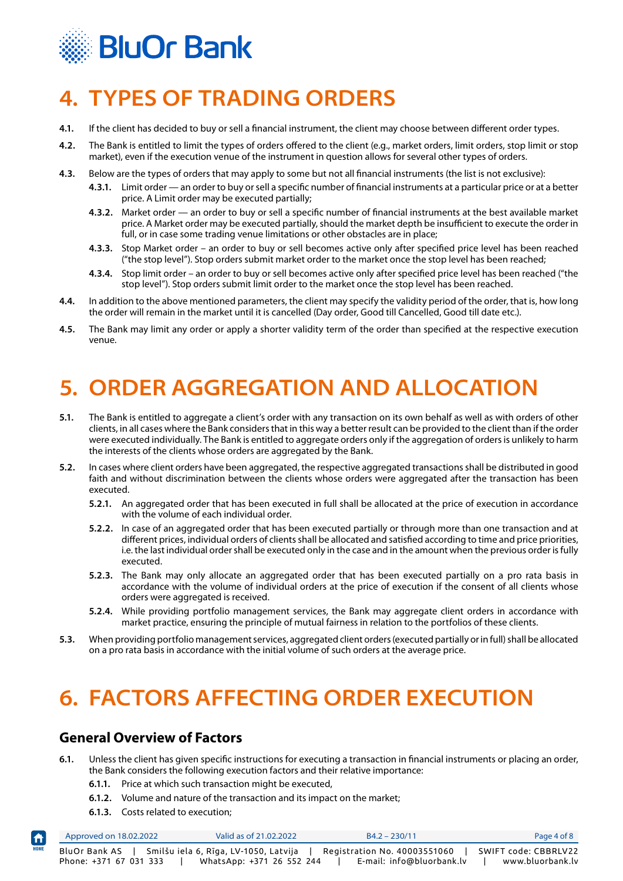# 4. TYPES OF TRADING ORDERS

**4.1.** If the client has decided to buy or sell a financial instrument, the client may choose between different order types.

**4.2.** The Bank is entitled to limit the types of orders offered to the client (e.g., market orders, limit orders, stop limit or stop market), even if the execution venue of the instrument in question allows for several other types of orders.

**4.3.** Below are the types of orders that may apply to some but not all financial instruments (the list is not exclusive):

- **4.3.1.** Limit order — an order to buy or sell a specific number of financial instruments at a particular price or at a better price. A Limit order may be executed partially;
- **4.3.2.** Market order — an order to buy or sell a specific number of financial instruments at the best available market price. A Market order may be executed partially, should the market depth be insufficient to execute the order in full, or in case some trading venue limitations or other obstacles are in place;
- **4.3.3.** Stop Market order – an order to buy or sell becomes active only after specified price level has been reached ("the stop level"). Stop orders submit market order to the market once the stop level has been reached;
- **4.3.4.** Stop limit order – an order to buy or sell becomes active only after specified price level has been reached ("the stop level"). Stop orders submit limit order to the market once the stop level has been reached.

**4.4.** In addition to the above mentioned parameters, the client may specify the validity period of the order, that is, how long the order will remain in the market until it is cancelled (Day order, Good till Cancelled, Good till date etc.).

**4.5.** The Bank may limit any order or apply a shorter validity term of the order than specified at the respective execution venue.

# 5. ORDER AGGREGATION AND ALLOCATION

**5.1.** The Bank is entitled to aggregate a client's order with any transaction on its own behalf as well as with orders of other clients, in all cases where the Bank considers that in this way a better result can be provided to the client than if the order were executed individually. The Bank is entitled to aggregate orders only if the aggregation of orders is unlikely to harm the interests of the clients whose orders are aggregated by the Bank.

**5.2.** In cases where client orders have been aggregated, the respective aggregated transactions shall be distributed in good faith and without discrimination between the clients whose orders were aggregated after the transaction has been executed.

- **5.2.1.** An aggregated order that has been executed in full shall be allocated at the price of execution in accordance with the volume of each individual order.
- **5.2.2.** In case of an aggregated order that has been executed partially or through more than one transaction and at different prices, individual orders of clients shall be allocated and satisfied according to time and price priorities, i.e. the last individual order shall be executed only in the case and in the amount when the previous order is fully executed.
- **5.2.3.** The Bank may only allocate an aggregated order that has been executed partially on a pro rata basis in accordance with the volume of individual orders at the price of execution if the consent of all clients whose orders were aggregated is received.
- **5.2.4.** While providing portfolio management services, the Bank may aggregate client orders in accordance with market practice, ensuring the principle of mutual fairness in relation to the portfolios of these clients.

**5.3.** When providing portfolio management services, aggregated client orders (executed partially or in full) shall be allocated on a pro rata basis in accordance with the initial volume of such orders at the average price.

# 6. FACTORS AFFECTING ORDER EXECUTION

## General Overview of Factors

**6.1.** Unless the client has given specific instructions for executing a transaction in financial instruments or placing an order, the Bank considers the following execution factors and their relative importance:

- **6.1.1.** Price at which such transaction might be executed,
- **6.1.2.** Volume and nature of the transaction and its impact on the market;
- **6.1.3.** Costs related to execution;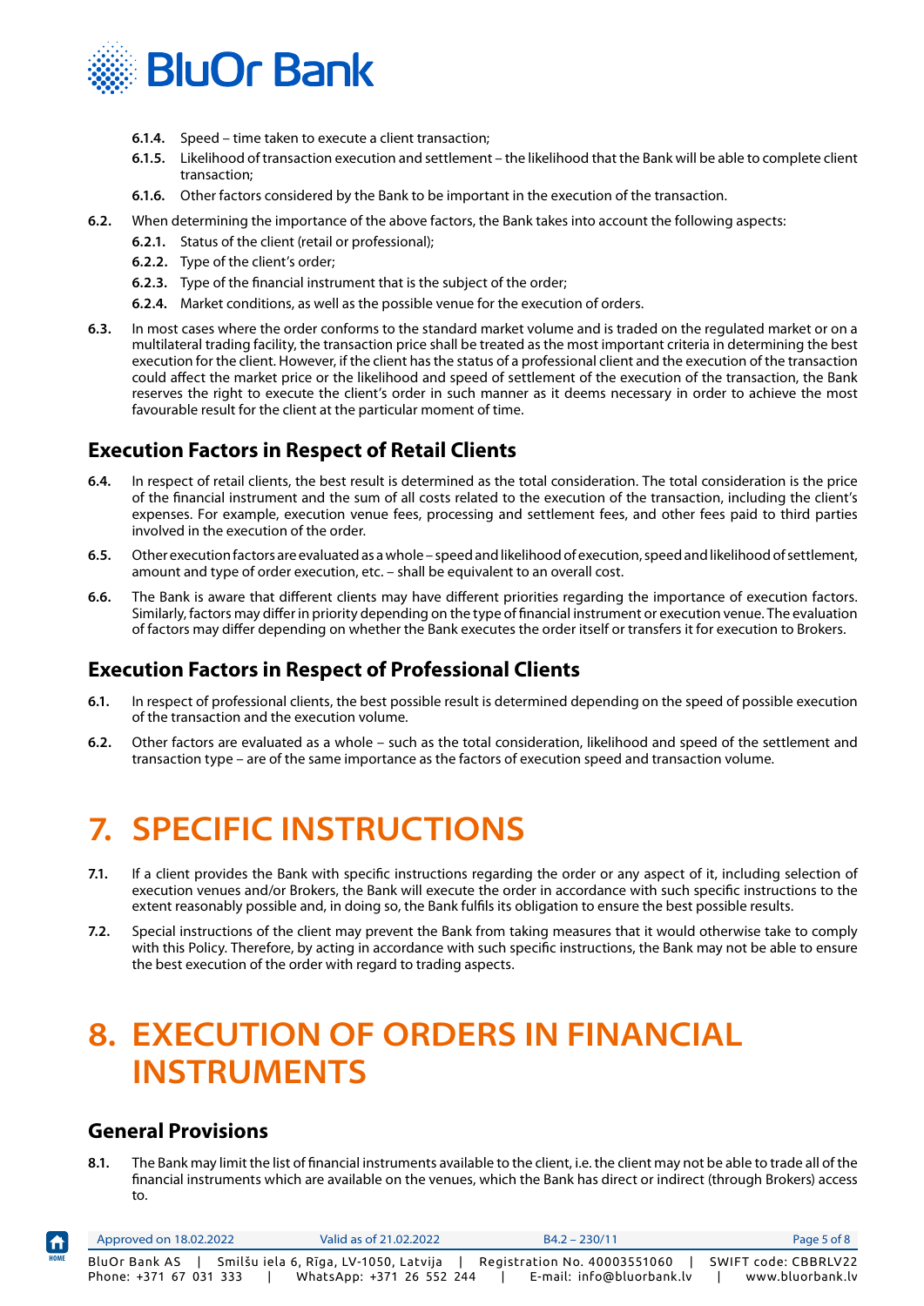**6.1.4.** Speed – time taken to execute a client transaction;

**6.1.5.** Likelihood of transaction execution and settlement – the likelihood that the Bank will be able to complete client transaction;

**6.1.6.** Other factors considered by the Bank to be important in the execution of the transaction.

**6.2.** When determining the importance of the above factors, the Bank takes into account the following aspects:

**6.2.1.** Status of the client (retail or professional);

**6.2.2.** Type of the client's order;

**6.2.3.** Type of the financial instrument that is the subject of the order;

**6.2.4.** Market conditions, as well as the possible venue for the execution of orders.

**6.3.** In most cases where the order conforms to the standard market volume and is traded on the regulated market or on a multilateral trading facility, the transaction price shall be treated as the most important criteria in determining the best execution for the client. However, if the client has the status of a professional client and the execution of the transaction could affect the market price or the likelihood and speed of settlement of the execution of the transaction, the Bank reserves the right to execute the client's order in such manner as it deems necessary in order to achieve the most favourable result for the client at the particular moment of time.

## Execution Factors in Respect of Retail Clients

**6.4.** In respect of retail clients, the best result is determined as the total consideration. The total consideration is the price of the financial instrument and the sum of all costs related to the execution of the transaction, including the client's expenses. For example, execution venue fees, processing and settlement fees, and other fees paid to third parties involved in the execution of the order.

**6.5.** Other execution factors are evaluated as a whole – speed and likelihood of execution, speed and likelihood of settlement, amount and type of order execution, etc. – shall be equivalent to an overall cost.

**6.6.** The Bank is aware that different clients may have different priorities regarding the importance of execution factors. Similarly, factors may differ in priority depending on the type of financial instrument or execution venue. The evaluation of factors may differ depending on whether the Bank executes the order itself or transfers it for execution to Brokers.

## Execution Factors in Respect of Professional Clients

**6.1.** In respect of professional clients, the best possible result is determined depending on the speed of possible execution of the transaction and the execution volume.

**6.2.** Other factors are evaluated as a whole – such as the total consideration, likelihood and speed of the settlement and transaction type – are of the same importance as the factors of execution speed and transaction volume.

# 7. SPECIFIC INSTRUCTIONS

**7.1.** If a client provides the Bank with specific instructions regarding the order or any aspect of it, including selection of execution venues and/or Brokers, the Bank will execute the order in accordance with such specific instructions to the extent reasonably possible and, in doing so, the Bank fulfils its obligation to ensure the best possible results.

**7.2.** Special instructions of the client may prevent the Bank from taking measures that it would otherwise take to comply with this Policy. Therefore, by acting in accordance with such specific instructions, the Bank may not be able to ensure the best execution of the order with regard to trading aspects.

# 8. EXECUTION OF ORDERS IN FINANCIAL INSTRUMENTS

## General Provisions

**8.1.** The Bank may limit the list of financial instruments available to the client, i.e. the client may not be able to trade all of the financial instruments which are available on the venues, which the Bank has direct or indirect (through Brokers) access to.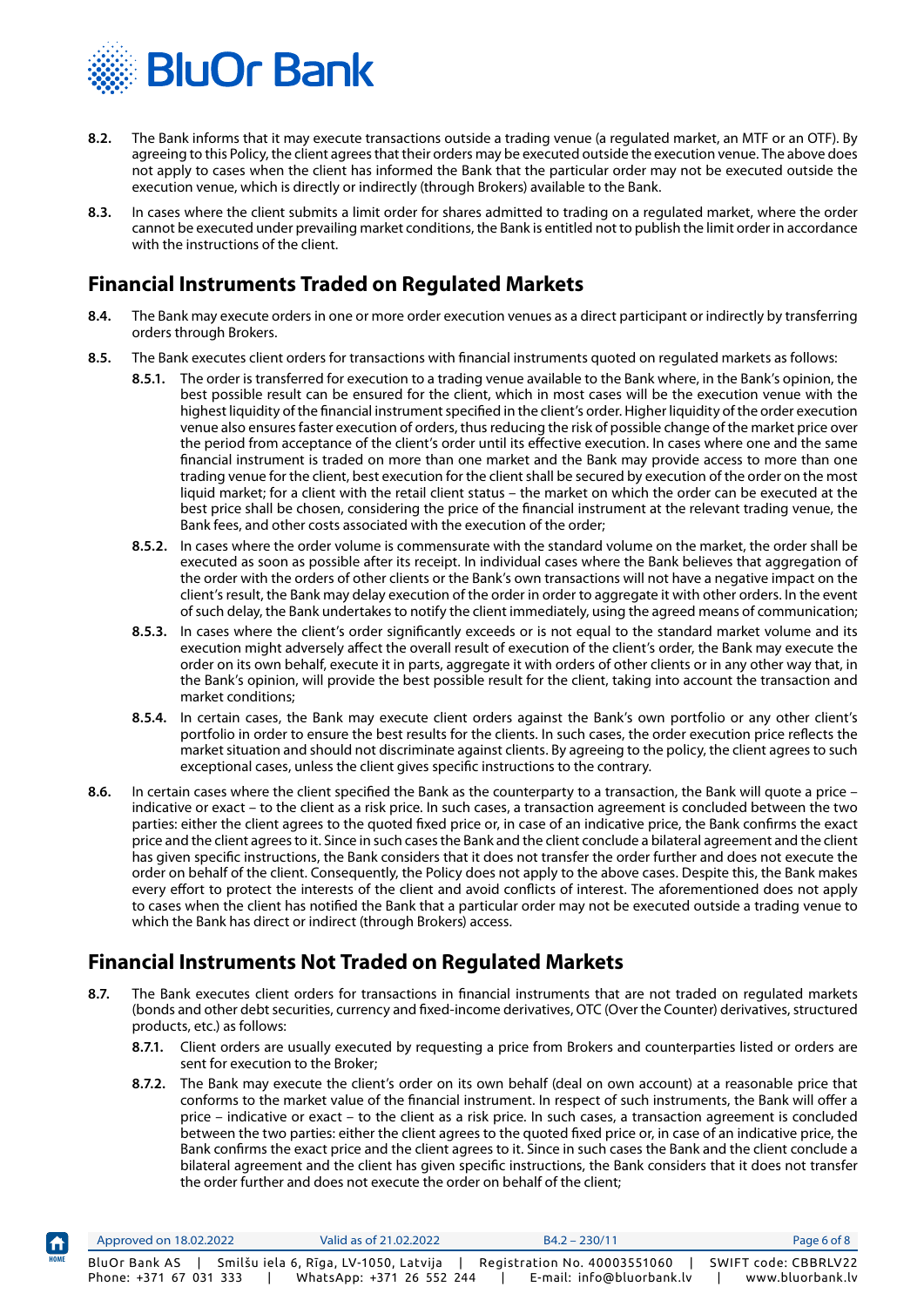**8.2.** The Bank informs that it may execute transactions outside a trading venue (a regulated market, an MTF or an OTF). By agreeing to this Policy, the client agrees that their orders may be executed outside the execution venue. The above does not apply to cases when the client has informed the Bank that the particular order may not be executed outside the execution venue, which is directly or indirectly (through Brokers) available to the Bank.

**8.3.** In cases where the client submits a limit order for shares admitted to trading on a regulated market, where the order cannot be executed under prevailing market conditions, the Bank is entitled not to publish the limit order in accordance with the instructions of the client.

## Financial Instruments Traded on Regulated Markets

**8.4.** The Bank may execute orders in one or more order execution venues as a direct participant or indirectly by transferring orders through Brokers.

**8.5.** The Bank executes client orders for transactions with financial instruments quoted on regulated markets as follows:

- **8.5.1.** The order is transferred for execution to a trading venue available to the Bank where, in the Bank's opinion, the best possible result can be ensured for the client, which in most cases will be the execution venue with the highest liquidity of the financial instrument specified in the client's order. Higher liquidity of the order execution venue also ensures faster execution of orders, thus reducing the risk of possible change of the market price over the period from acceptance of the client's order until its effective execution. In cases where one and the same financial instrument is traded on more than one market and the Bank may provide access to more than one trading venue for the client, best execution for the client shall be secured by execution of the order on the most liquid market; for a client with the retail client status – the market on which the order can be executed at the best price shall be chosen, considering the price of the financial instrument at the relevant trading venue, the Bank fees, and other costs associated with the execution of the order;
- **8.5.2.** In cases where the order volume is commensurate with the standard volume on the market, the order shall be executed as soon as possible after its receipt. In individual cases where the Bank believes that aggregation of the order with the orders of other clients or the Bank's own transactions will not have a negative impact on the client's result, the Bank may delay execution of the order in order to aggregate it with other orders. In the event of such delay, the Bank undertakes to notify the client immediately, using the agreed means of communication;
- **8.5.3.** In cases where the client's order significantly exceeds or is not equal to the standard market volume and its execution might adversely affect the overall result of execution of the client's order, the Bank may execute the order on its own behalf, execute it in parts, aggregate it with orders of other clients or in any other way that, in the Bank's opinion, will provide the best possible result for the client, taking into account the transaction and market conditions;
- **8.5.4.** In certain cases, the Bank may execute client orders against the Bank's own portfolio or any other client's portfolio in order to ensure the best results for the clients. In such cases, the order execution price reflects the market situation and should not discriminate against clients. By agreeing to the policy, the client agrees to such exceptional cases, unless the client gives specific instructions to the contrary.

**8.6.** In certain cases where the client specified the Bank as the counterparty to a transaction, the Bank will quote a price – indicative or exact – to the client as a risk price. In such cases, a transaction agreement is concluded between the two parties: either the client agrees to the quoted fixed price or, in case of an indicative price, the Bank confirms the exact price and the client agrees to it. Since in such cases the Bank and the client conclude a bilateral agreement and the client has given specific instructions, the Bank considers that it does not transfer the order further and does not execute the order on behalf of the client. Consequently, the Policy does not apply to the above cases. Despite this, the Bank makes every effort to protect the interests of the client and avoid conflicts of interest. The aforementioned does not apply to cases when the client has notified the Bank that a particular order may not be executed outside a trading venue to which the Bank has direct or indirect (through Brokers) access.

## Financial Instruments Not Traded on Regulated Markets

**8.7.** The Bank executes client orders for transactions in financial instruments that are not traded on regulated markets (bonds and other debt securities, currency and fixed-income derivatives, OTC (Over the Counter) derivatives, structured products, etc.) as follows:

- **8.7.1.** Client orders are usually executed by requesting a price from Brokers and counterparties listed or orders are sent for execution to the Broker;
- **8.7.2.** The Bank may execute the client's order on its own behalf (deal on own account) at a reasonable price that conforms to the market value of the financial instrument. In respect of such instruments, the Bank will offer a price – indicative or exact – to the client as a risk price. In such cases, a transaction agreement is concluded between the two parties: either the client agrees to the quoted fixed price or, in case of an indicative price, the Bank confirms the exact price and the client agrees to it. Since in such cases the Bank and the client conclude a bilateral agreement and the client has given specific instructions, the Bank considers that it does not transfer the order further and does not execute the order on behalf of the client;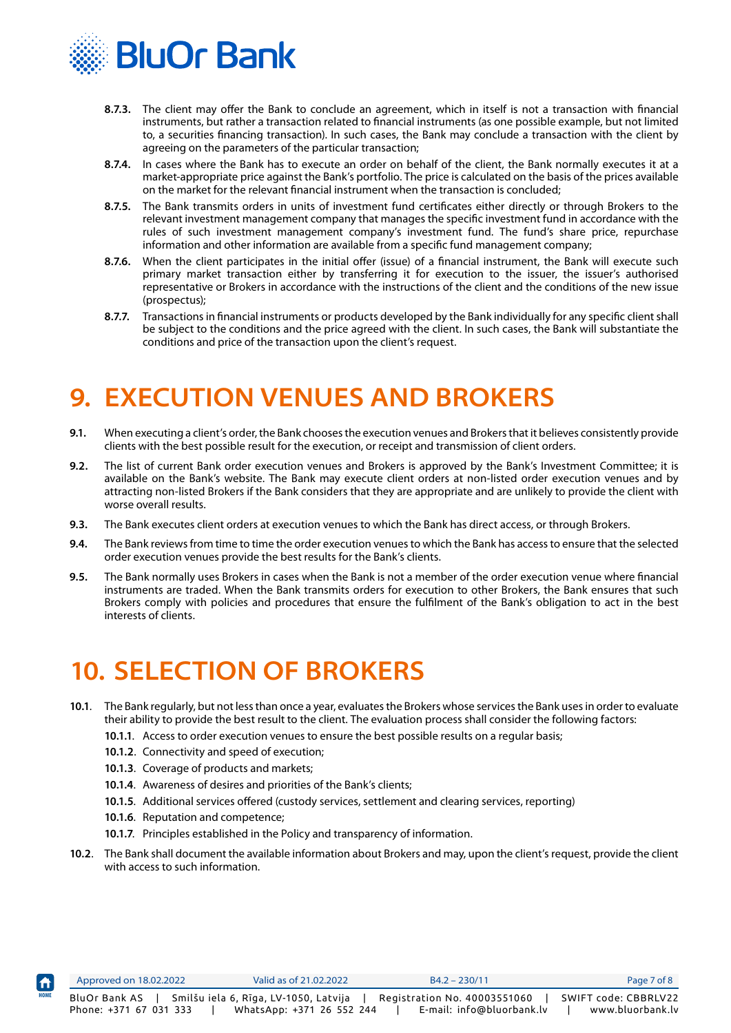**8.7.3.** The client may offer the Bank to conclude an agreement, which in itself is not a transaction with financial instruments, but rather a transaction related to financial instruments (as one possible example, but not limited to, a securities financing transaction). In such cases, the Bank may conclude a transaction with the client by agreeing on the parameters of the particular transaction;

**8.7.4.** In cases where the Bank has to execute an order on behalf of the client, the Bank normally executes it at a market-appropriate price against the Bank's portfolio. The price is calculated on the basis of the prices available on the market for the relevant financial instrument when the transaction is concluded;

**8.7.5.** The Bank transmits orders in units of investment fund certificates either directly or through Brokers to the relevant investment management company that manages the specific investment fund in accordance with the rules of such investment management company's investment fund. The fund's share price, repurchase information and other information are available from a specific fund management company;

**8.7.6.** When the client participates in the initial offer (issue) of a financial instrument, the Bank will execute such primary market transaction either by transferring it for execution to the issuer, the issuer's authorised representative or Brokers in accordance with the instructions of the client and the conditions of the new issue (prospectus);

**8.7.7.** Transactions in financial instruments or products developed by the Bank individually for any specific client shall be subject to the conditions and the price agreed with the client. In such cases, the Bank will substantiate the conditions and price of the transaction upon the client's request.

# 9. EXECUTION VENUES AND BROKERS

**9.1.** When executing a client's order, the Bank chooses the execution venues and Brokers that it believes consistently provide clients with the best possible result for the execution, or receipt and transmission of client orders.

**9.2.** The list of current Bank order execution venues and Brokers is approved by the Bank's Investment Committee; it is available on the Bank's website. The Bank may execute client orders at non-listed order execution venues and by attracting non-listed Brokers if the Bank considers that they are appropriate and are unlikely to provide the client with worse overall results.

**9.3.** The Bank executes client orders at execution venues to which the Bank has direct access, or through Brokers.

**9.4.** The Bank reviews from time to time the order execution venues to which the Bank has access to ensure that the selected order execution venues provide the best results for the Bank's clients.

**9.5.** The Bank normally uses Brokers in cases when the Bank is not a member of the order execution venue where financial instruments are traded. When the Bank transmits orders for execution to other Brokers, the Bank ensures that such Brokers comply with policies and procedures that ensure the fulfilment of the Bank's obligation to act in the best interests of clients.

# 10. SELECTION OF BROKERS

**10.1.** The Bank regularly, but not less than once a year, evaluates the Brokers whose services the Bank uses in order to evaluate their ability to provide the best result to the client. The evaluation process shall consider the following factors:

- **10.1.1.** Access to order execution venues to ensure the best possible results on a regular basis;
- **10.1.2.** Connectivity and speed of execution;
- **10.1.3.** Coverage of products and markets;
- **10.1.4.** Awareness of desires and priorities of the Bank's clients;
- **10.1.5.** Additional services offered (custody services, settlement and clearing services, reporting)
- **10.1.6.** Reputation and competence;
- **10.1.7.** Principles established in the Policy and transparency of information.

**10.2.** The Bank shall document the available information about Brokers and may, upon the client's request, provide the client with access to such information.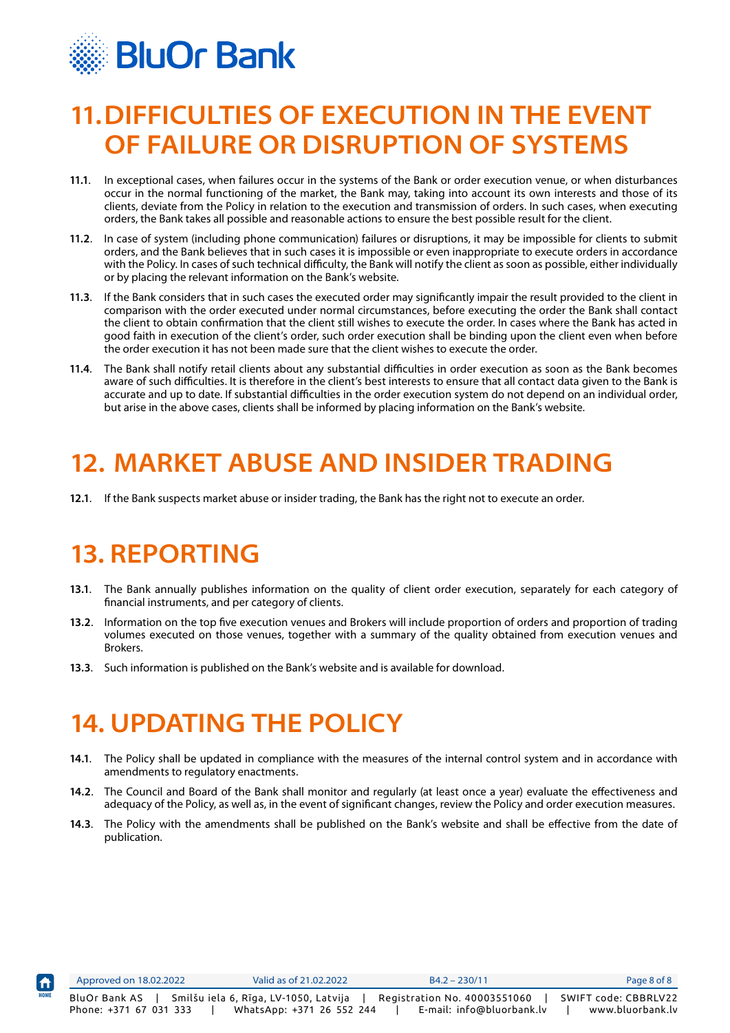# 11. DIFFICULTIES OF EXECUTION IN THE EVENT OF FAILURE OR DISRUPTION OF SYSTEMS

**11.1.** In exceptional cases, when failures occur in the systems of the Bank or order execution venue, or when disturbances occur in the normal functioning of the market, the Bank may, taking into account its own interests and those of its clients, deviate from the Policy in relation to the execution and transmission of orders. In such cases, when executing orders, the Bank takes all possible and reasonable actions to ensure the best possible result for the client.

**11.2.** In case of system (including phone communication) failures or disruptions, it may be impossible for clients to submit orders, and the Bank believes that in such cases it is impossible or even inappropriate to execute orders in accordance with the Policy. In cases of such technical difficulty, the Bank will notify the client as soon as possible, either individually or by placing the relevant information on the Bank's website.

**11.3.** If the Bank considers that in such cases the executed order may significantly impair the result provided to the client in comparison with the order executed under normal circumstances, before executing the order the Bank shall contact the client to obtain confirmation that the client still wishes to execute the order. In cases where the Bank has acted in good faith in execution of the client's order, such order execution shall be binding upon the client even when before the order execution it has not been made sure that the client wishes to execute the order.

**11.4.** The Bank shall notify retail clients about any substantial difficulties in order execution as soon as the Bank becomes aware of such difficulties. It is therefore in the client's best interests to ensure that all contact data given to the Bank is accurate and up to date. If substantial difficulties in the order execution system do not depend on an individual order, but arise in the above cases, clients shall be informed by placing information on the Bank's website.

# 12. MARKET ABUSE AND INSIDER TRADING

**12.1.** If the Bank suspects market abuse or insider trading, the Bank has the right not to execute an order.

# 13. REPORTING

**13.1.** The Bank annually publishes information on the quality of client order execution, separately for each category of financial instruments, and per category of clients.

**13.2.** Information on the top five execution venues and Brokers will include proportion of orders and proportion of trading volumes executed on those venues, together with a summary of the quality obtained from execution venues and Brokers.

**13.3.** Such information is published on the Bank's website and is available for download.

# 14. UPDATING THE POLICY

**14.1.** The Policy shall be updated in compliance with the measures of the internal control system and in accordance with amendments to regulatory enactments.

**14.2.** The Council and Board of the Bank shall monitor and regularly (at least once a year) evaluate the effectiveness and adequacy of the Policy, as well as, in the event of significant changes, review the Policy and order execution measures.

**14.3.** The Policy with the amendments shall be published on the Bank's website and shall be effective from the date of publication.